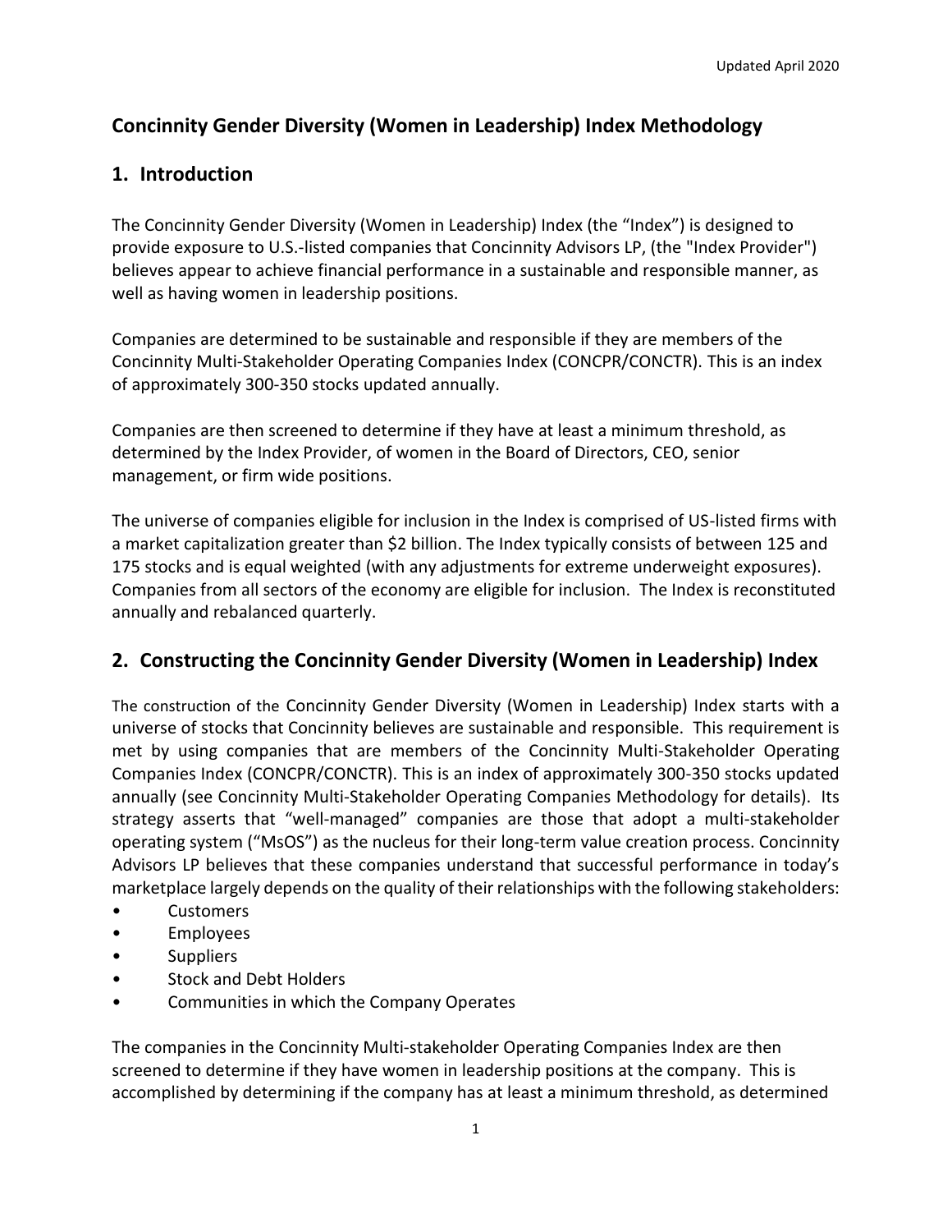Updated April 2020

# Concinnity Gender Diversity (Women in Leadership) Index Methodology

## 1. Introduction

The Concinnity Gender Diversity (Women in Leadership) Index (the "Index") is designed to provide exposure to U.S.-listed companies that Concinnity Advisors LP, (the "Index Provider") believes appear to achieve financial performance in a sustainable and responsible manner, as well as having women in leadership positions.

Companies are determined to be sustainable and responsible if they are members of the Concinnity Multi-Stakeholder Operating Companies Index (CONCPR/CONCTR). This is an index of approximately 300-350 stocks updated annually.

Companies are then screened to determine if they have at least a minimum threshold, as determined by the Index Provider, of women in the Board of Directors, CEO, senior management, or firm wide positions.

The universe of companies eligible for inclusion in the Index is comprised of US-listed firms with a market capitalization greater than $2 billion. The Index typically consists of between 125 and 175 stocks and is equal weighted (with any adjustments for extreme underweight exposures). Companies from all sectors of the economy are eligible for inclusion. The Index is reconstituted annually and rebalanced quarterly.

## 2. Constructing the Concinnity Gender Diversity (Women in Leadership) Index

The construction of the Concinnity Gender Diversity (Women in Leadership) Index starts with a universe of stocks that Concinnity believes are sustainable and responsible. This requirement is met by using companies that are members of the Concinnity Multi-Stakeholder Operating Companies Index (CONCPR/CONCTR). This is an index of approximately 300-350 stocks updated annually (see Concinnity Multi-Stakeholder Operating Companies Methodology for details). Its strategy asserts that "well-managed" companies are those that adopt a multi-stakeholder operating system ("MsOS") as the nucleus for their long-term value creation process. Concinnity Advisors LP believes that these companies understand that successful performance in today's marketplace largely depends on the quality of their relationships with the following stakeholders:

- Customers
- Employees
- Suppliers
- Stock and Debt Holders
- Communities in which the Company Operates

The companies in the Concinnity Multi-stakeholder Operating Companies Index are then screened to determine if they have women in leadership positions at the company. This is accomplished by determining if the company has at least a minimum threshold, as determined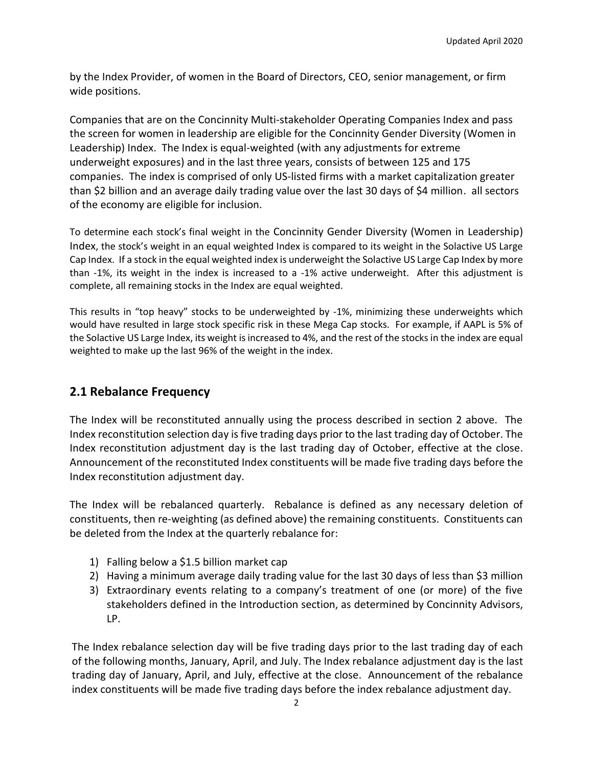by the Index Provider, of women in the Board of Directors, CEO, senior management, or firm wide positions.

Companies that are on the Concinnity Multi-stakeholder Operating Companies Index and pass the screen for women in leadership are eligible for the Concinnity Gender Diversity (Women in Leadership) Index. The Index is equal-weighted (with any adjustments for extreme underweight exposures) and in the last three years, consists of between 125 and 175 companies. The index is comprised of only US-listed firms with a market capitalization greater than $2 billion and an average daily trading value over the last 30 days of $4 million. all sectors of the economy are eligible for inclusion.

To determine each stock's final weight in the Concinnity Gender Diversity (Women in Leadership) Index, the stock's weight in an equal weighted Index is compared to its weight in the Solactive US Large Cap Index. If a stock in the equal weighted index is underweight the Solactive US Large Cap Index by more than -1%, its weight in the index is increased to a -1% active underweight. After this adjustment is complete, all remaining stocks in the Index are equal weighted.

This results in "top heavy" stocks to be underweighted by -1%, minimizing these underweights which would have resulted in large stock specific risk in these Mega Cap stocks. For example, if AAPL is 5% of the Solactive US Large Index, its weight is increased to 4%, and the rest of the stocks in the index are equal weighted to make up the last 96% of the weight in the index.

## 2.1 Rebalance Frequency

The Index will be reconstituted annually using the process described in section 2 above. The Index reconstitution selection day is five trading days prior to the last trading day of October. The Index reconstitution adjustment day is the last trading day of October, effective at the close. Announcement of the reconstituted Index constituents will be made five trading days before the Index reconstitution adjustment day.

The Index will be rebalanced quarterly. Rebalance is defined as any necessary deletion of constituents, then re-weighting (as defined above) the remaining constituents. Constituents can be deleted from the Index at the quarterly rebalance for:

1) Falling below a $1.5 billion market cap
2) Having a minimum average daily trading value for the last 30 days of less than $3 million
3) Extraordinary events relating to a company's treatment of one (or more) of the five stakeholders defined in the Introduction section, as determined by Concinnity Advisors, LP.

The Index rebalance selection day will be five trading days prior to the last trading day of each of the following months, January, April, and July. The Index rebalance adjustment day is the last trading day of January, April, and July, effective at the close. Announcement of the rebalance index constituents will be made five trading days before the index rebalance adjustment day.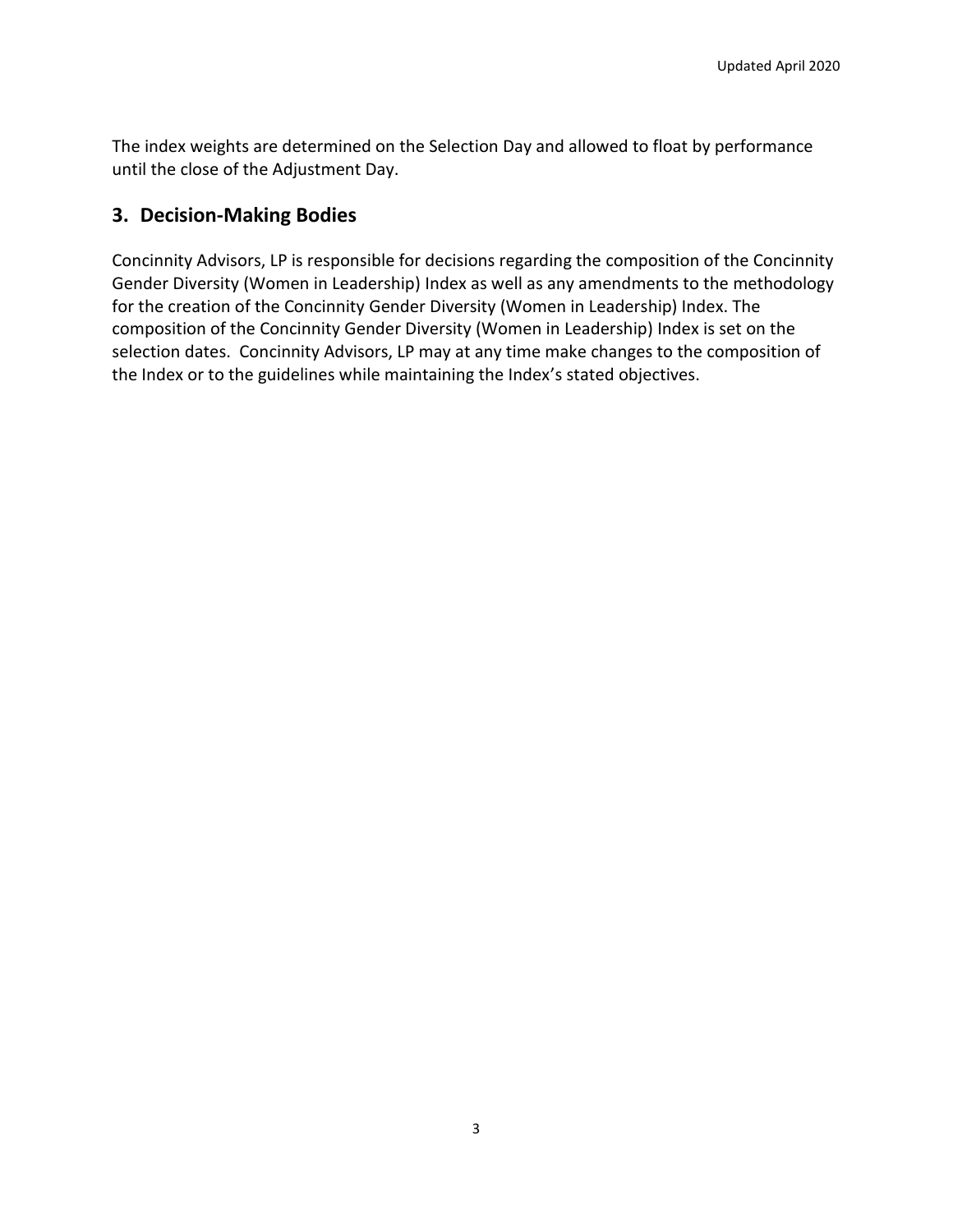The index weights are determined on the Selection Day and allowed to float by performance until the close of the Adjustment Day.

## 3. Decision-Making Bodies

Concinnity Advisors, LP is responsible for decisions regarding the composition of the Concinnity Gender Diversity (Women in Leadership) Index as well as any amendments to the methodology for the creation of the Concinnity Gender Diversity (Women in Leadership) Index. The composition of the Concinnity Gender Diversity (Women in Leadership) Index is set on the selection dates. Concinnity Advisors, LP may at any time make changes to the composition of the Index or to the guidelines while maintaining the Index's stated objectives.